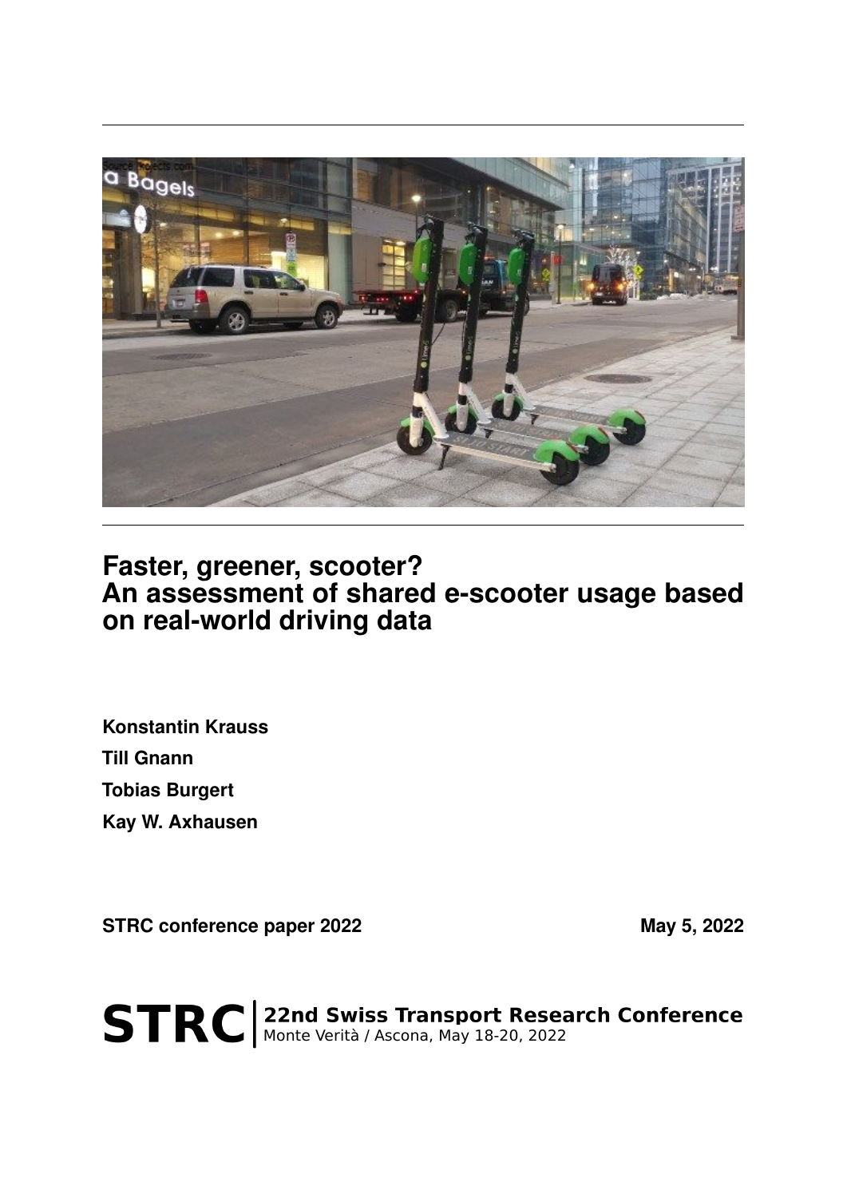# Faster, greener, scooter?
# An assessment of shared e-scooter usage based on real-world driving data

**Konstantin Krauss**

**Till Gnann**

**Tobias Burgert**

**Kay W. Axhausen**

**STRC conference paper 2022** **May 5, 2022**

**STRC** | **22nd Swiss Transport Research Conference**
Monte Verità / Ascona, May 18-20, 2022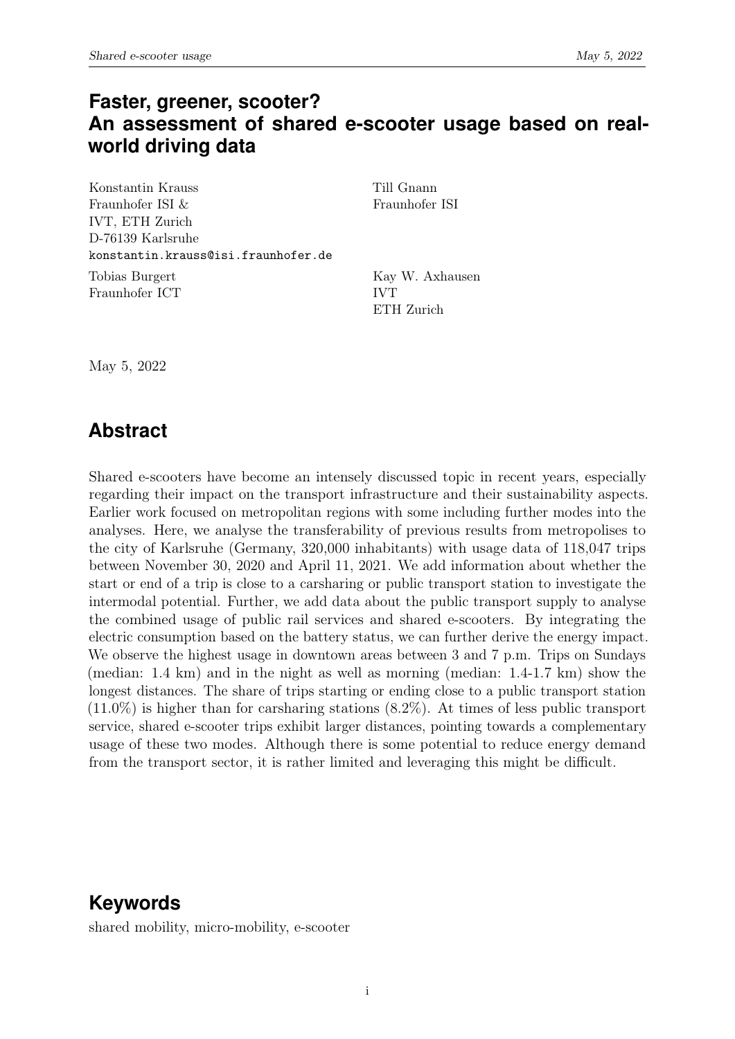# Faster, greener, scooter?
# An assessment of shared e-scooter usage based on real-world driving data

Konstantin Krauss
Fraunhofer ISI &
IVT, ETH Zurich
D-76139 Karlsruhe
konstantin.krauss@isi.fraunhofer.de

Till Gnann
Fraunhofer ISI

Tobias Burgert
Fraunhofer ICT

Kay W. Axhausen
IVT
ETH Zurich

May 5, 2022

## Abstract

Shared e-scooters have become an intensely discussed topic in recent years, especially regarding their impact on the transport infrastructure and their sustainability aspects. Earlier work focused on metropolitan regions with some including further modes into the analyses. Here, we analyse the transferability of previous results from metropolises to the city of Karlsruhe (Germany, 320,000 inhabitants) with usage data of 118,047 trips between November 30, 2020 and April 11, 2021. We add information about whether the start or end of a trip is close to a carsharing or public transport station to investigate the intermodal potential. Further, we add data about the public transport supply to analyse the combined usage of public rail services and shared e-scooters. By integrating the electric consumption based on the battery status, we can further derive the energy impact. We observe the highest usage in downtown areas between 3 and 7 p.m. Trips on Sundays (median: 1.4 km) and in the night as well as morning (median: 1.4-1.7 km) show the longest distances. The share of trips starting or ending close to a public transport station (11.0%) is higher than for carsharing stations (8.2%). At times of less public transport service, shared e-scooter trips exhibit larger distances, pointing towards a complementary usage of these two modes. Although there is some potential to reduce energy demand from the transport sector, it is rather limited and leveraging this might be difficult.

## Keywords

shared mobility, micro-mobility, e-scooter